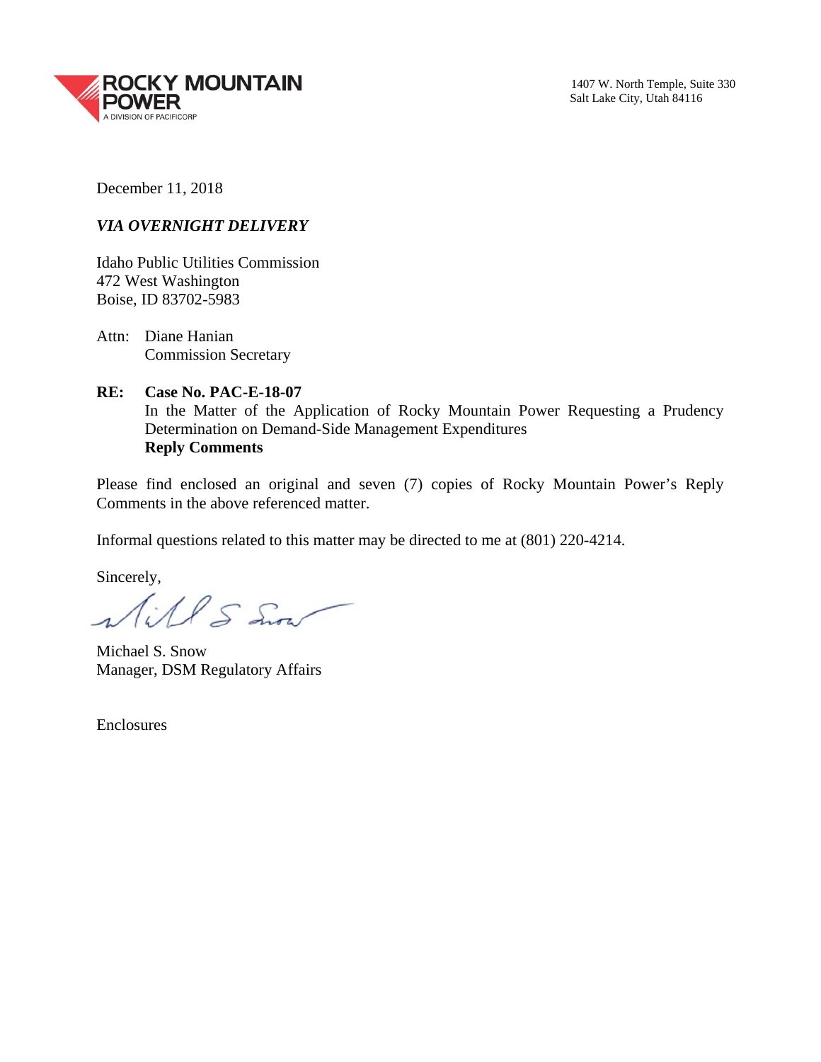**ROCKY MOUNTAIN POWER**
A DIVISION OF PACIFICORP

1407 W. North Temple, Suite 330
Salt Lake City, Utah 84116

December 11, 2018

***VIA OVERNIGHT DELIVERY***

Idaho Public Utilities Commission
472 West Washington
Boise, ID 83702-5983

Attn: Diane Hanian
Commission Secretary

**RE: Case No. PAC-E-18-07**
In the Matter of the Application of Rocky Mountain Power Requesting a Prudency Determination on Demand-Side Management Expenditures
**Reply Comments**

Please find enclosed an original and seven (7) copies of Rocky Mountain Power's Reply Comments in the above referenced matter.

Informal questions related to this matter may be directed to me at (801) 220-4214.

Sincerely,

Michael S. Snow
Manager, DSM Regulatory Affairs

Enclosures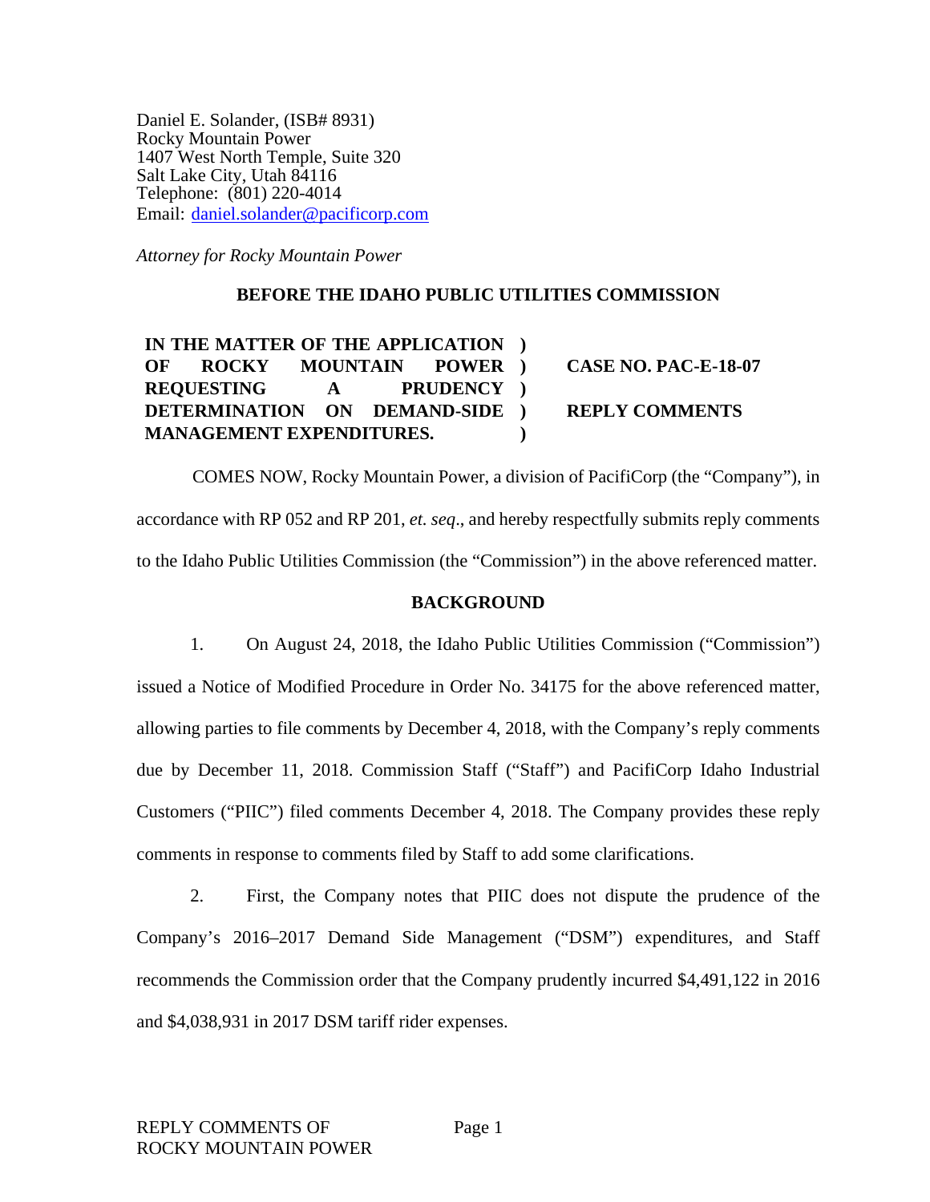Daniel E. Solander, (ISB# 8931)
Rocky Mountain Power
1407 West North Temple, Suite 320
Salt Lake City, Utah 84116
Telephone: (801) 220-4014
Email: daniel.solander@pacificorp.com

*Attorney for Rocky Mountain Power*

**BEFORE THE IDAHO PUBLIC UTILITIES COMMISSION**

| | | |
|---|---|---|
| **IN THE MATTER OF THE APPLICATION OF ROCKY MOUNTAIN POWER REQUESTING A PRUDENCY DETERMINATION ON DEMAND-SIDE MANAGEMENT EXPENDITURES.** | **)**<br>**)**<br>**)**<br>**)**<br>**)** | **CASE NO. PAC-E-18-07**<br><br>**REPLY COMMENTS** |

COMES NOW, Rocky Mountain Power, a division of PacifiCorp (the "Company"), in accordance with RP 052 and RP 201, *et. seq*., and hereby respectfully submits reply comments to the Idaho Public Utilities Commission (the "Commission") in the above referenced matter.

**BACKGROUND**

1. On August 24, 2018, the Idaho Public Utilities Commission ("Commission") issued a Notice of Modified Procedure in Order No. 34175 for the above referenced matter, allowing parties to file comments by December 4, 2018, with the Company's reply comments due by December 11, 2018. Commission Staff ("Staff") and PacifiCorp Idaho Industrial Customers ("PIIC") filed comments December 4, 2018. The Company provides these reply comments in response to comments filed by Staff to add some clarifications.

2. First, the Company notes that PIIC does not dispute the prudence of the Company's 2016–2017 Demand Side Management ("DSM") expenditures, and Staff recommends the Commission order that the Company prudently incurred $4,491,122 in 2016 and $4,038,931 in 2017 DSM tariff rider expenses.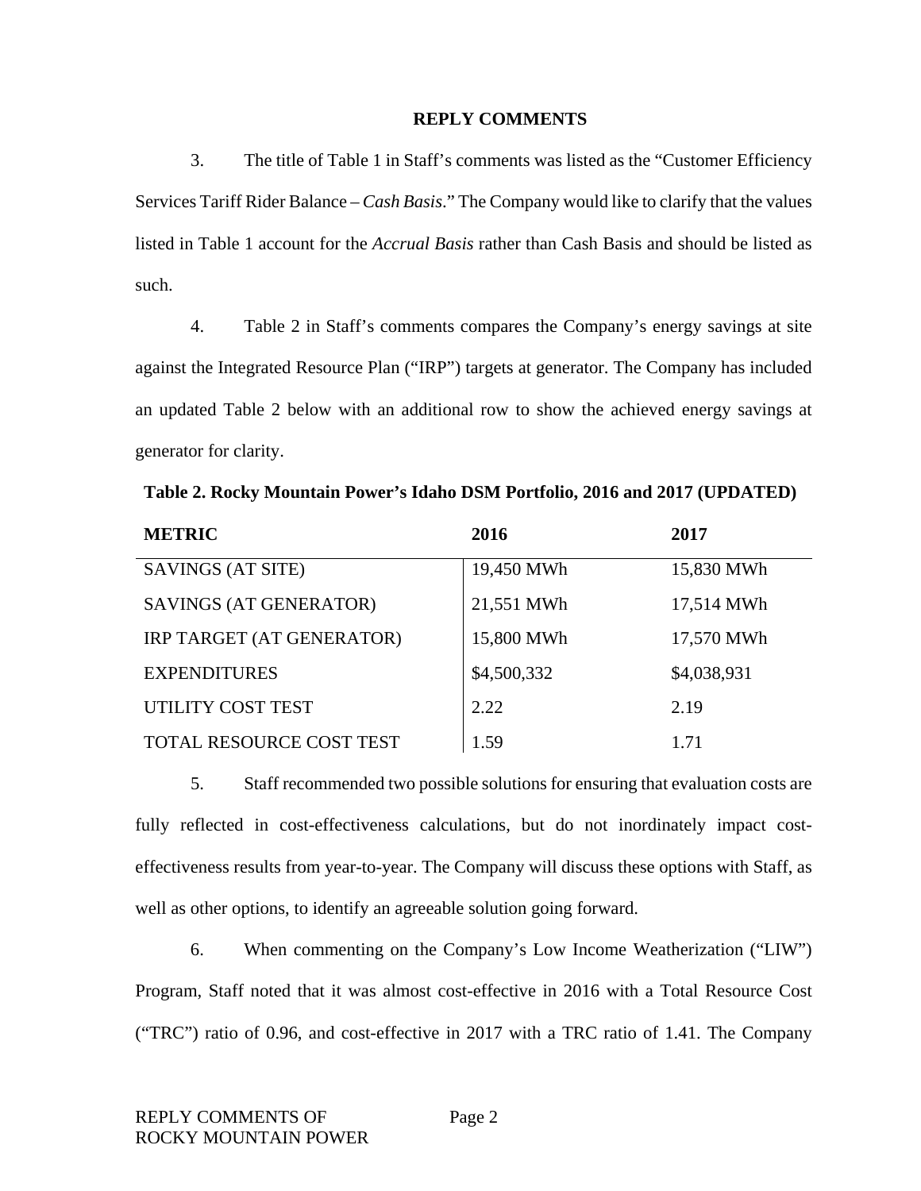## REPLY COMMENTS

3. The title of Table 1 in Staff's comments was listed as the "Customer Efficiency Services Tariff Rider Balance – *Cash Basis*." The Company would like to clarify that the values listed in Table 1 account for the *Accrual Basis* rather than Cash Basis and should be listed as such.

4. Table 2 in Staff's comments compares the Company's energy savings at site against the Integrated Resource Plan ("IRP") targets at generator. The Company has included an updated Table 2 below with an additional row to show the achieved energy savings at generator for clarity.

**Table 2. Rocky Mountain Power's Idaho DSM Portfolio, 2016 and 2017 (UPDATED)**

| METRIC | 2016 | 2017 |
|---|---|---|
| SAVINGS (AT SITE) | 19,450 MWh | 15,830 MWh |
| SAVINGS (AT GENERATOR) | 21,551 MWh | 17,514 MWh |
| IRP TARGET (AT GENERATOR) | 15,800 MWh | 17,570 MWh |
| EXPENDITURES | $4,500,332 | $4,038,931 |
| UTILITY COST TEST | 2.22 | 2.19 |
| TOTAL RESOURCE COST TEST | 1.59 | 1.71 |

5. Staff recommended two possible solutions for ensuring that evaluation costs are fully reflected in cost-effectiveness calculations, but do not inordinately impact cost-effectiveness results from year-to-year. The Company will discuss these options with Staff, as well as other options, to identify an agreeable solution going forward.

6. When commenting on the Company's Low Income Weatherization ("LIW") Program, Staff noted that it was almost cost-effective in 2016 with a Total Resource Cost ("TRC") ratio of 0.96, and cost-effective in 2017 with a TRC ratio of 1.41. The Company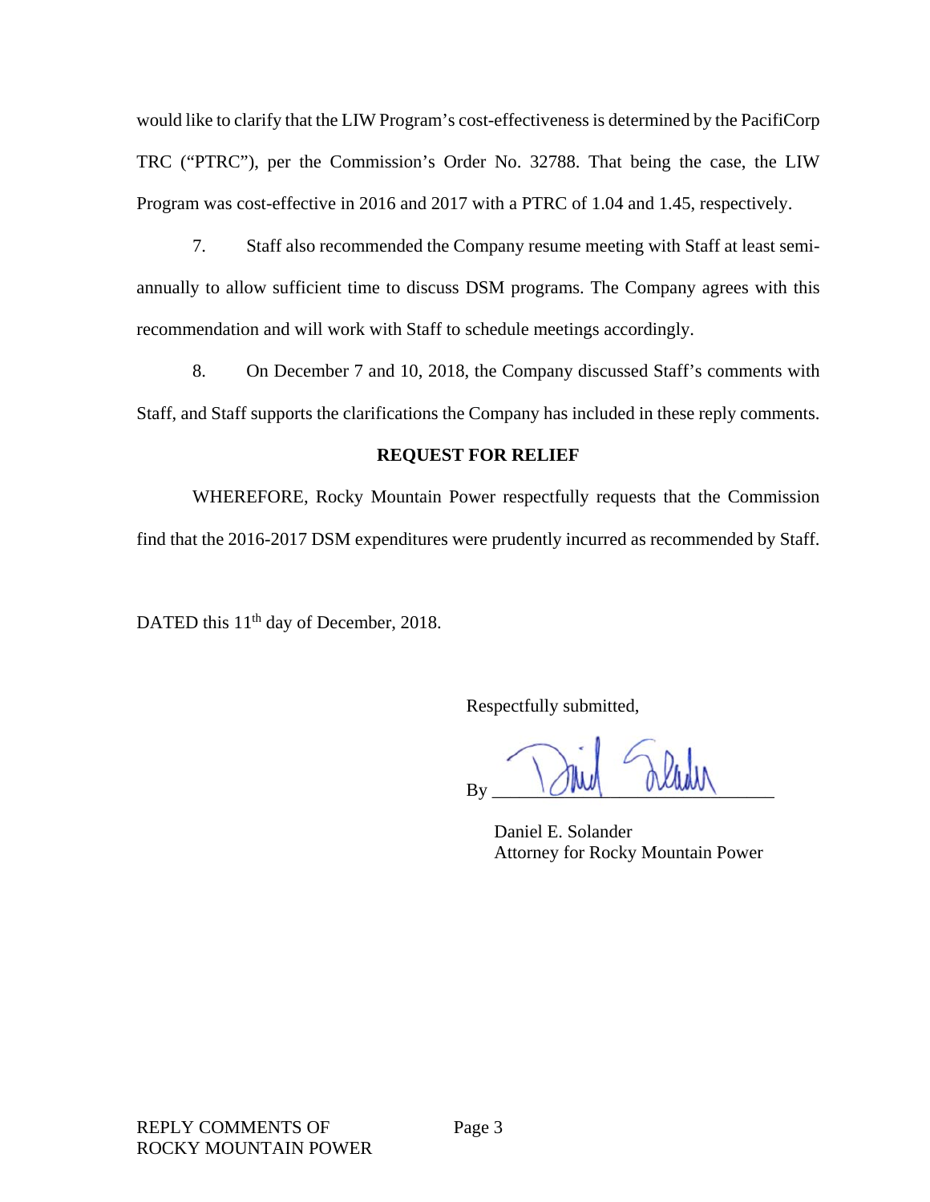would like to clarify that the LIW Program's cost-effectiveness is determined by the PacifiCorp TRC ("PTRC"), per the Commission's Order No. 32788. That being the case, the LIW Program was cost-effective in 2016 and 2017 with a PTRC of 1.04 and 1.45, respectively.

7. Staff also recommended the Company resume meeting with Staff at least semi-annually to allow sufficient time to discuss DSM programs. The Company agrees with this recommendation and will work with Staff to schedule meetings accordingly.

8. On December 7 and 10, 2018, the Company discussed Staff's comments with Staff, and Staff supports the clarifications the Company has included in these reply comments.

**REQUEST FOR RELIEF**

WHEREFORE, Rocky Mountain Power respectfully requests that the Commission find that the 2016-2017 DSM expenditures were prudently incurred as recommended by Staff.

DATED this 11th day of December, 2018.

Respectfully submitted,

By ______________________________

Daniel E. Solander
Attorney for Rocky Mountain Power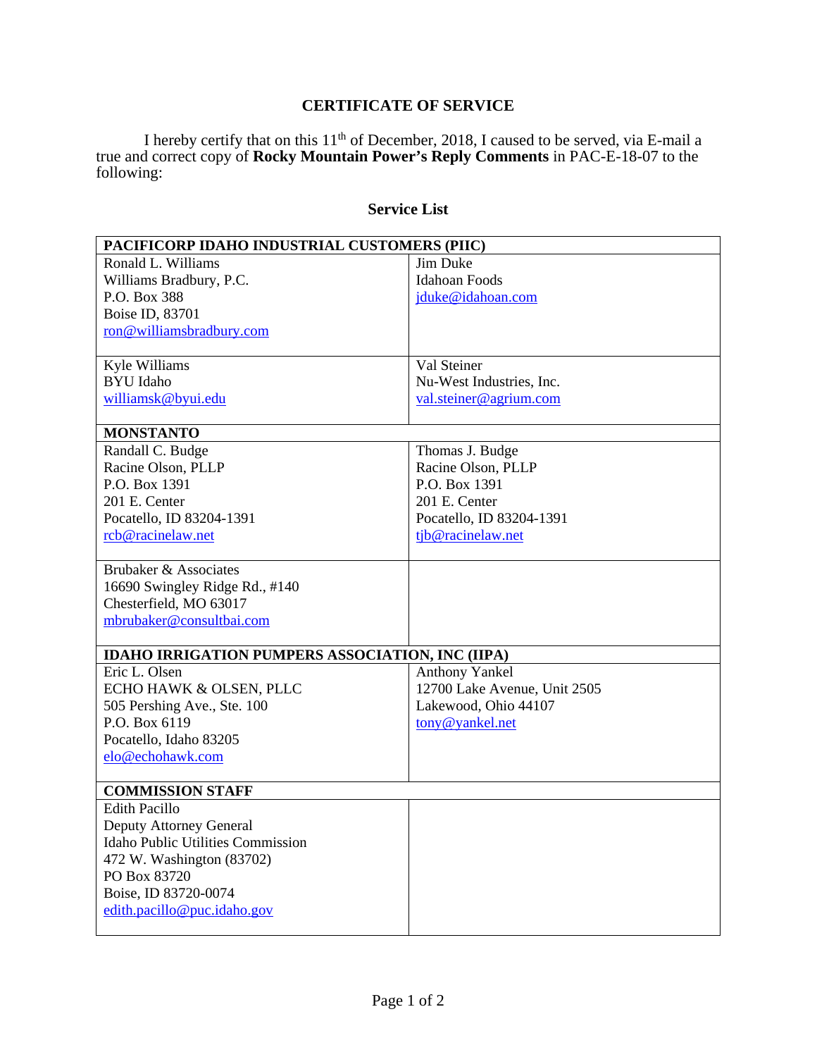## CERTIFICATE OF SERVICE

I hereby certify that on this 11th of December, 2018, I caused to be served, via E-mail a true and correct copy of **Rocky Mountain Power's Reply Comments** in PAC-E-18-07 to the following:

### Service List

| **PACIFICORP IDAHO INDUSTRIAL CUSTOMERS (PIIC)** | |
|---|---|
| Ronald L. Williams<br>Williams Bradbury, P.C.<br>P.O. Box 388<br>Boise ID, 83701<br>ron@williamsbradbury.com | Jim Duke<br>Idahoan Foods<br>jduke@idahoan.com |
| Kyle Williams<br>BYU Idaho<br>williamsk@byui.edu | Val Steiner<br>Nu-West Industries, Inc.<br>val.steiner@agrium.com |
| **MONSTANTO** | |
| Randall C. Budge<br>Racine Olson, PLLP<br>P.O. Box 1391<br>201 E. Center<br>Pocatello, ID 83204-1391<br>rcb@racinelaw.net | Thomas J. Budge<br>Racine Olson, PLLP<br>P.O. Box 1391<br>201 E. Center<br>Pocatello, ID 83204-1391<br>tjb@racinelaw.net |
| Brubaker & Associates<br>16690 Swingley Ridge Rd., #140<br>Chesterfield, MO 63017<br>mbrubaker@consultbai.com | |
| **IDAHO IRRIGATION PUMPERS ASSOCIATION, INC (IIPA)** | |
| Eric L. Olsen<br>ECHO HAWK & OLSEN, PLLC<br>505 Pershing Ave., Ste. 100<br>P.O. Box 6119<br>Pocatello, Idaho 83205<br>elo@echohawk.com | Anthony Yankel<br>12700 Lake Avenue, Unit 2505<br>Lakewood, Ohio 44107<br>tony@yankel.net |
| **COMMISSION STAFF** | |
| Edith Pacillo<br>Deputy Attorney General<br>Idaho Public Utilities Commission<br>472 W. Washington (83702)<br>PO Box 83720<br>Boise, ID 83720-0074<br>edith.pacillo@puc.idaho.gov | |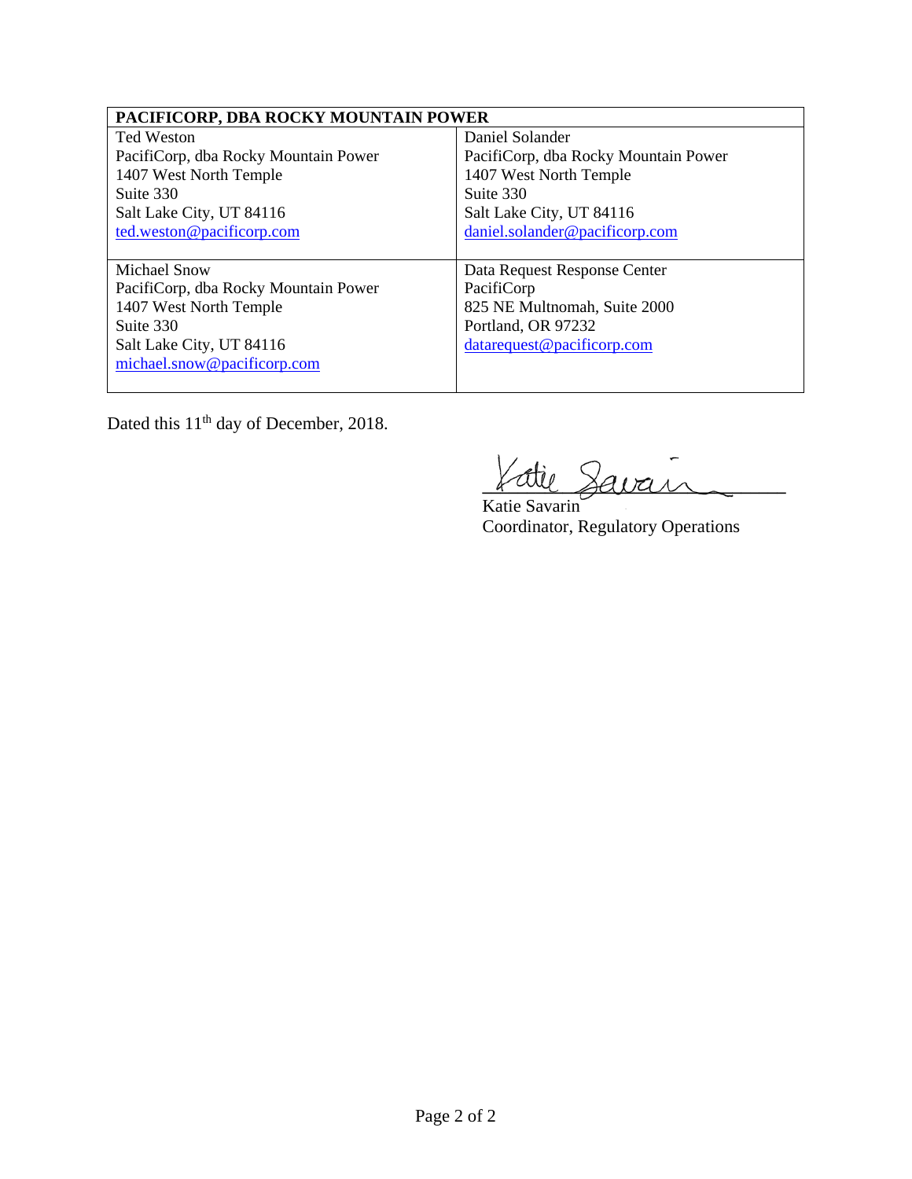| PACIFICORP, DBA ROCKY MOUNTAIN POWER | |
| --- | --- |
| Ted Weston<br>PacifiCorp, dba Rocky Mountain Power<br>1407 West North Temple<br>Suite 330<br>Salt Lake City, UT 84116<br>ted.weston@pacificorp.com | Daniel Solander<br>PacifiCorp, dba Rocky Mountain Power<br>1407 West North Temple<br>Suite 330<br>Salt Lake City, UT 84116<br>daniel.solander@pacificorp.com |
| Michael Snow<br>PacifiCorp, dba Rocky Mountain Power<br>1407 West North Temple<br>Suite 330<br>Salt Lake City, UT 84116<br>michael.snow@pacificorp.com | Data Request Response Center<br>PacifiCorp<br>825 NE Multnomah, Suite 2000<br>Portland, OR 97232<br>datarequest@pacificorp.com |

Dated this 11th day of December, 2018.

Katie Savarin
Coordinator, Regulatory Operations